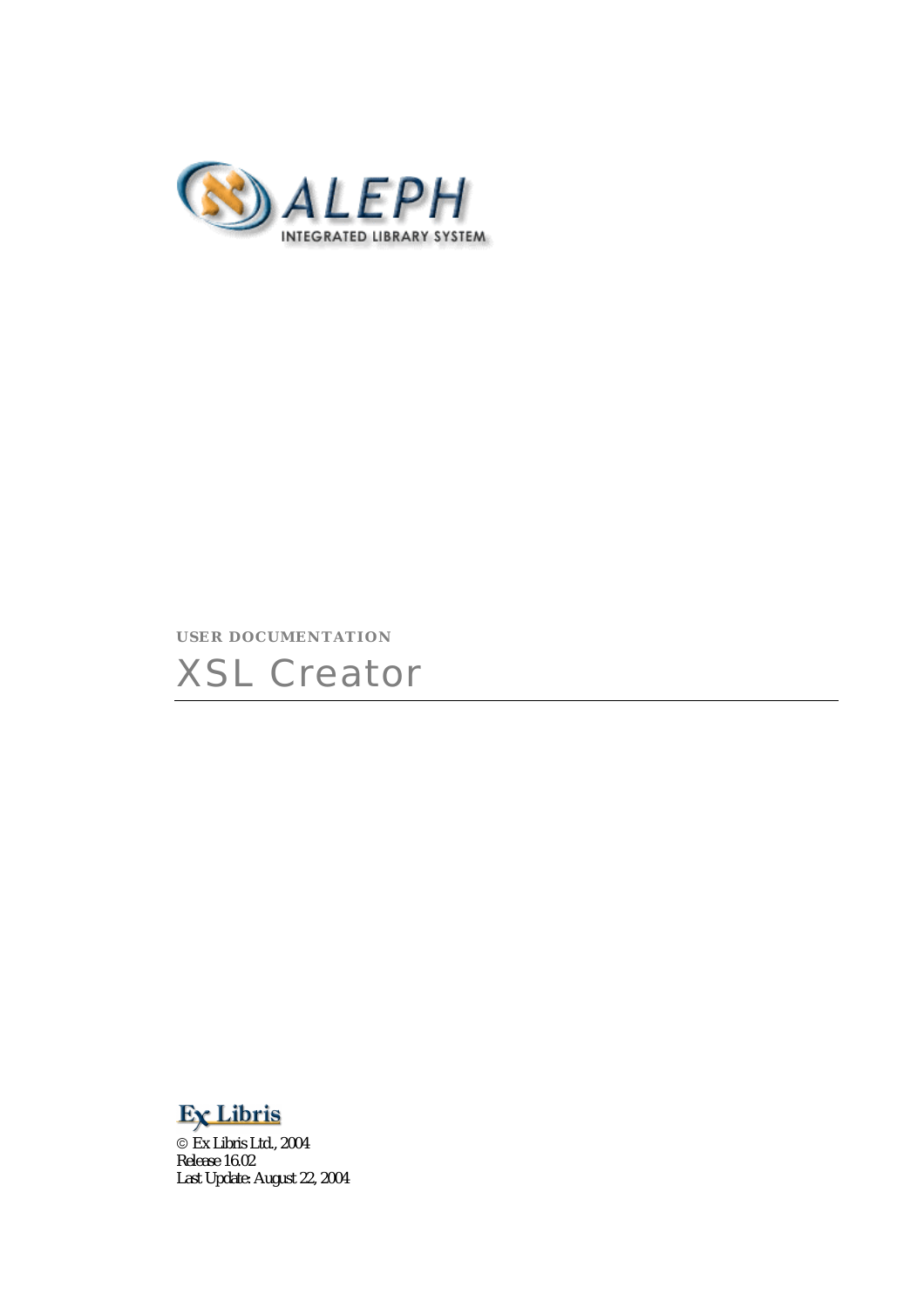ALEPH

INTEGRATED LIBRARY SYSTEM

**USER DOCUMENTATION**

# XSL Creator

Ex Libris

© Ex Libris Ltd., 2004
Release 16.02
Last Update: August 22, 2004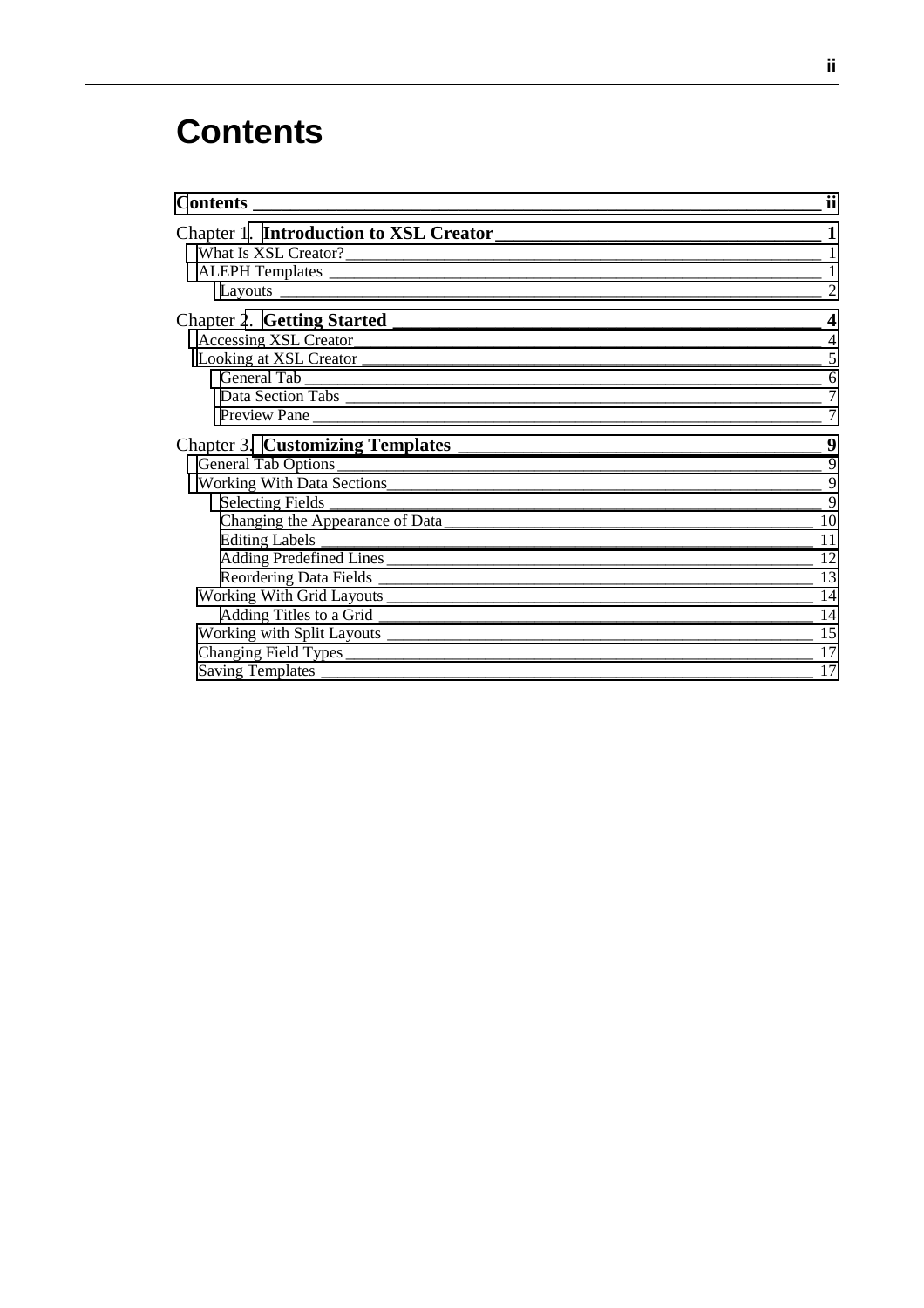# Contents

Contents ____ ii

Chapter 1. **Introduction to XSL Creator** ____ 1
- What Is XSL Creator? ____ 1
- ALEPH Templates ____ 1
  - Layouts ____ 2

Chapter 2. **Getting Started** ____ 4
- Accessing XSL Creator ____ 4
- Looking at XSL Creator ____ 5
  - General Tab ____ 6
  - Data Section Tabs ____ 7
  - Preview Pane ____ 7

Chapter 3. **Customizing Templates** ____ 9
- General Tab Options ____ 9
- Working With Data Sections ____ 9
  - Selecting Fields ____ 9
  - Changing the Appearance of Data ____ 10
  - Editing Labels ____ 11
  - Adding Predefined Lines ____ 12
  - Reordering Data Fields ____ 13
- Working With Grid Layouts ____ 14
  - Adding Titles to a Grid ____ 14
- Working with Split Layouts ____ 15
- Changing Field Types ____ 17
- Saving Templates ____ 17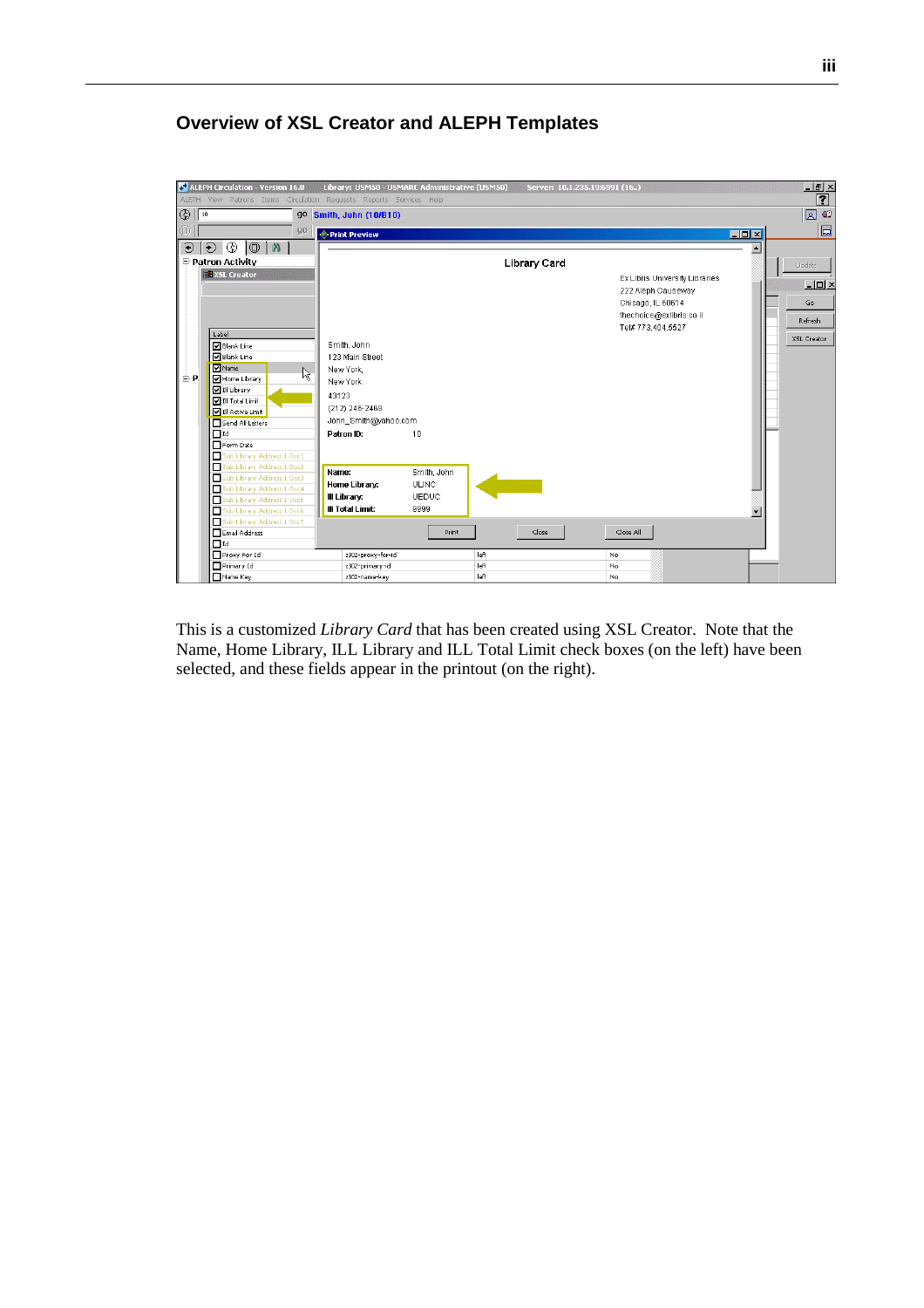## Overview of XSL Creator and ALEPH Templates

This is a customized *Library Card* that has been created using XSL Creator. Note that the Name, Home Library, ILL Library and ILL Total Limit check boxes (on the left) have been selected, and these fields appear in the printout (on the right).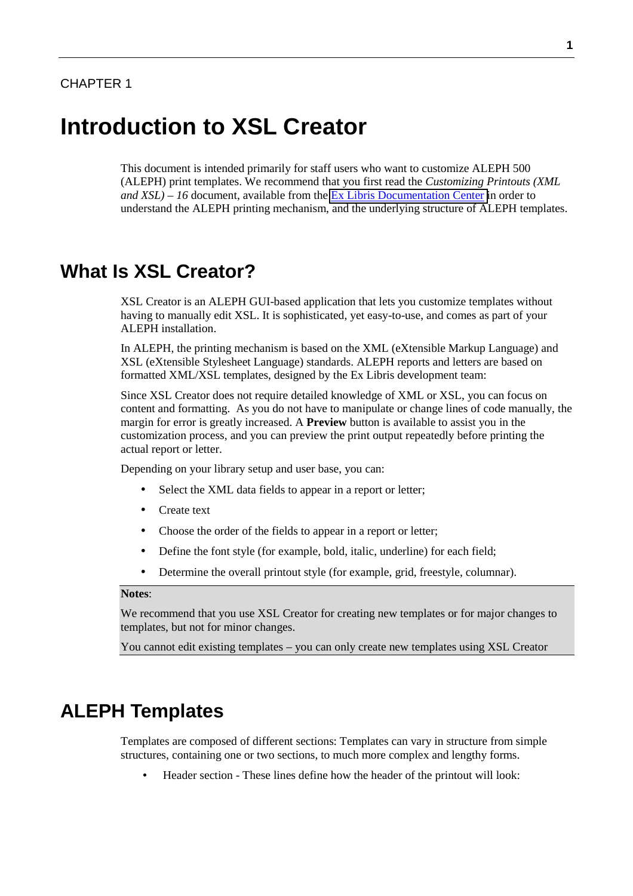CHAPTER 1

# Introduction to XSL Creator

This document is intended primarily for staff users who want to customize ALEPH 500 (ALEPH) print templates. We recommend that you first read the *Customizing Printouts (XML and XSL) – 16* document, available from the Ex Libris Documentation Center in order to understand the ALEPH printing mechanism, and the underlying structure of ALEPH templates.

## What Is XSL Creator?

XSL Creator is an ALEPH GUI-based application that lets you customize templates without having to manually edit XSL. It is sophisticated, yet easy-to-use, and comes as part of your ALEPH installation.

In ALEPH, the printing mechanism is based on the XML (eXtensible Markup Language) and XSL (eXtensible Stylesheet Language) standards. ALEPH reports and letters are based on formatted XML/XSL templates, designed by the Ex Libris development team:

Since XSL Creator does not require detailed knowledge of XML or XSL, you can focus on content and formatting. As you do not have to manipulate or change lines of code manually, the margin for error is greatly increased. A **Preview** button is available to assist you in the customization process, and you can preview the print output repeatedly before printing the actual report or letter.

Depending on your library setup and user base, you can:

- Select the XML data fields to appear in a report or letter;
- Create text
- Choose the order of the fields to appear in a report or letter;
- Define the font style (for example, bold, italic, underline) for each field;
- Determine the overall printout style (for example, grid, freestyle, columnar).

**Notes**:

We recommend that you use XSL Creator for creating new templates or for major changes to templates, but not for minor changes.

You cannot edit existing templates – you can only create new templates using XSL Creator

## ALEPH Templates

Templates are composed of different sections: Templates can vary in structure from simple structures, containing one or two sections, to much more complex and lengthy forms.

- Header section - These lines define how the header of the printout will look: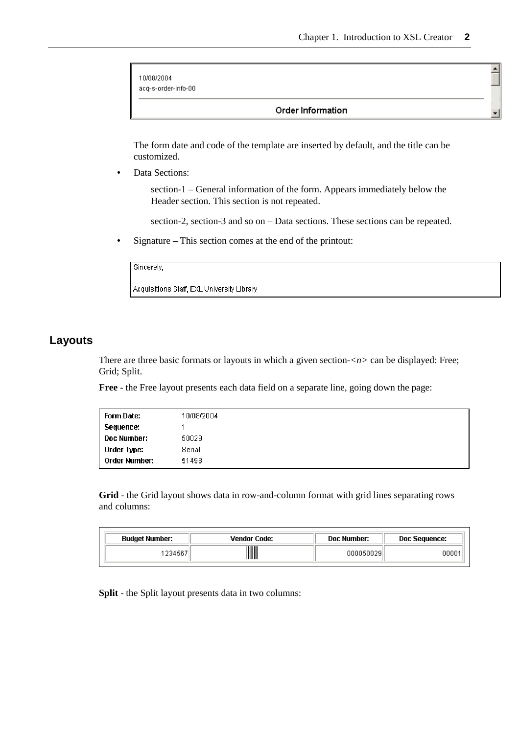10/08/2004
acq-s-order-info-00

Order Information

The form date and code of the template are inserted by default, and the title can be customized.

- Data Sections:

  section-1 – General information of the form. Appears immediately below the Header section. This section is not repeated.

  section-2, section-3 and so on – Data sections. These sections can be repeated.

- Signature – This section comes at the end of the printout:

Sincerely,

Acquisitions Staff, EXL University Library

## Layouts

There are three basic formats or layouts in which a given section-<*n*> can be displayed: Free; Grid; Split.

**Free** - the Free layout presents each data field on a separate line, going down the page:

| | |
|---|---|
| **Form Date:** | 10/08/2004 |
| **Sequence:** | 1 |
| **Doc Number:** | 50029 |
| **Order Type:** | Serial |
| **Order Number:** | 51498 |

**Grid** - the Grid layout shows data in row-and-column format with grid lines separating rows and columns:

| Budget Number: | Vendor Code: | Doc Number: | Doc Sequence: |
|---|---|---|---|
| 1234567 | | 000050029 | 00001 |

**Split** - the Split layout presents data in two columns: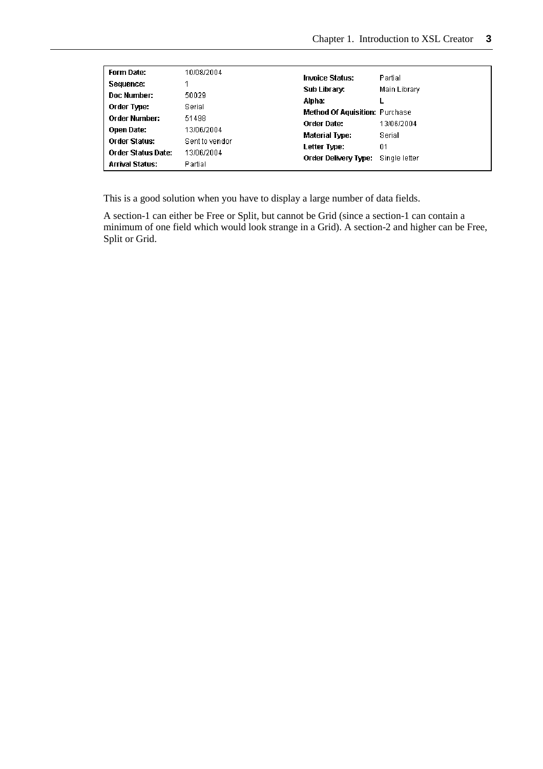| Form Date: | 10/08/2004 | Invoice Status: | Partial |
| --- | --- | --- | --- |
| Sequence: | 1 | Sub Library: | Main Library |
| Doc Number: | 50029 | Alpha: | L |
| Order Type: | Serial | Method Of Aquisition: | Purchase |
| Order Number: | 51498 | Order Date: | 13/06/2004 |
| Open Date: | 13/06/2004 | Material Type: | Serial |
| Order Status: | Sent to vendor | Letter Type: | 01 |
| Order Status Date: | 13/06/2004 | Order Delivery Type: | Single letter |
| Arrival Status: | Partial | | |

This is a good solution when you have to display a large number of data fields.

A section-1 can either be Free or Split, but cannot be Grid (since a section-1 can contain a minimum of one field which would look strange in a Grid). A section-2 and higher can be Free, Split or Grid.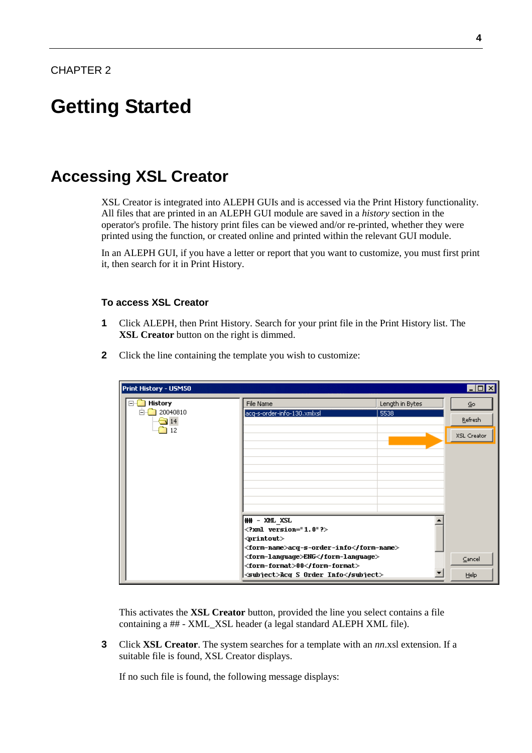CHAPTER 2

# Getting Started

## Accessing XSL Creator

XSL Creator is integrated into ALEPH GUIs and is accessed via the Print History functionality. All files that are printed in an ALEPH GUI module are saved in a *history* section in the operator's profile. The history print files can be viewed and/or re-printed, whether they were printed using the function, or created online and printed within the relevant GUI module.

In an ALEPH GUI, if you have a letter or report that you want to customize, you must first print it, then search for it in Print History.

### To access XSL Creator

**1** Click ALEPH, then Print History. Search for your print file in the Print History list. The **XSL Creator** button on the right is dimmed.

**2** Click the line containing the template you wish to customize:

This activates the **XSL Creator** button, provided the line you select contains a file containing a ## - XML_XSL header (a legal standard ALEPH XML file).

**3** Click **XSL Creator**. The system searches for a template with an *nn*.xsl extension. If a suitable file is found, XSL Creator displays.

If no such file is found, the following message displays: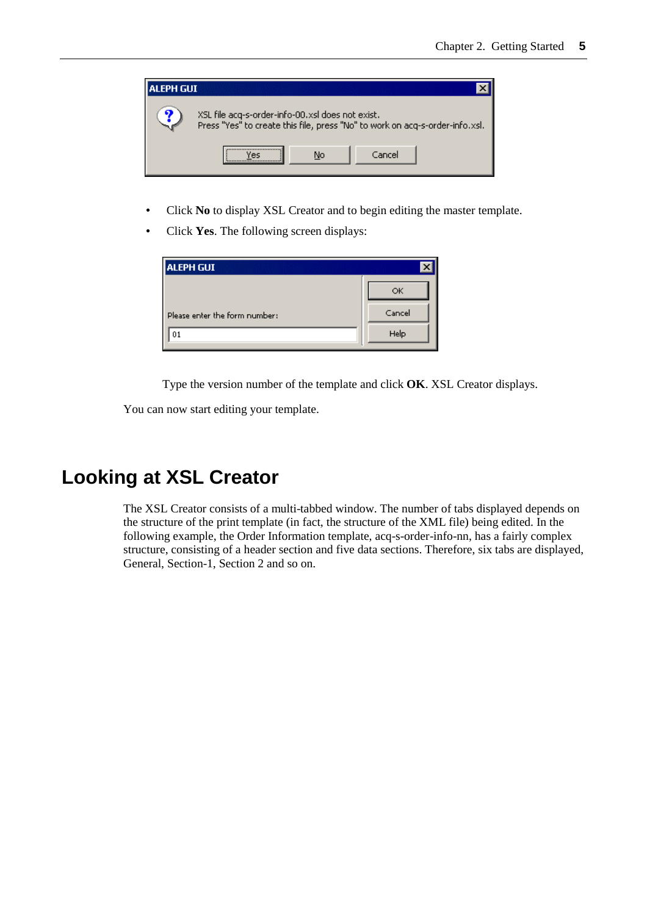- Click **No** to display XSL Creator and to begin editing the master template.
- Click **Yes**. The following screen displays:

Type the version number of the template and click **OK**. XSL Creator displays.

You can now start editing your template.

## Looking at XSL Creator

The XSL Creator consists of a multi-tabbed window. The number of tabs displayed depends on the structure of the print template (in fact, the structure of the XML file) being edited. In the following example, the Order Information template, acq-s-order-info-nn, has a fairly complex structure, consisting of a header section and five data sections. Therefore, six tabs are displayed, General, Section-1, Section 2 and so on.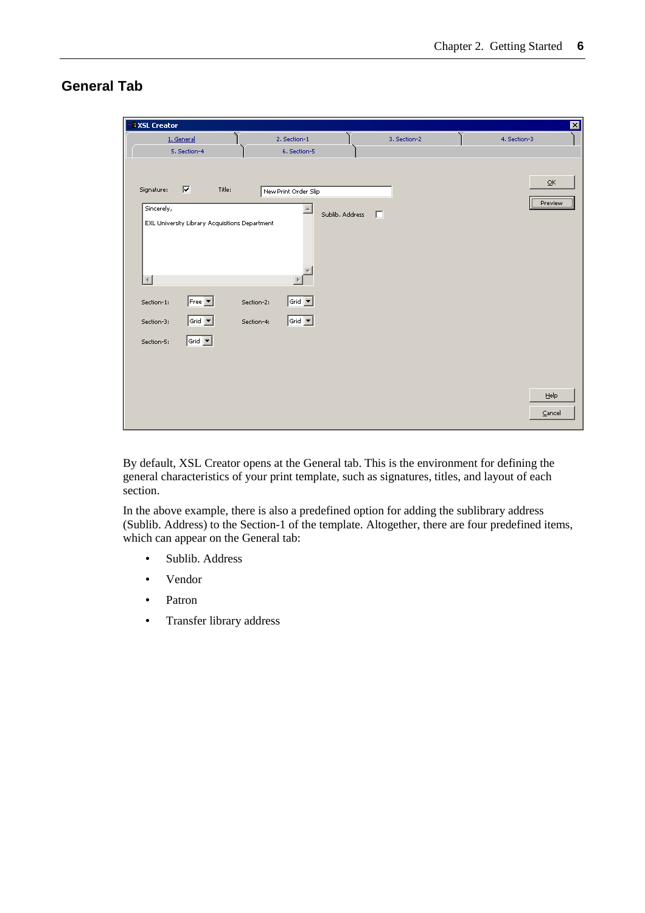## General Tab

By default, XSL Creator opens at the General tab. This is the environment for defining the general characteristics of your print template, such as signatures, titles, and layout of each section.

In the above example, there is also a predefined option for adding the sublibrary address (Sublib. Address) to the Section-1 of the template. Altogether, there are four predefined items, which can appear on the General tab:

- Sublib. Address
- Vendor
- Patron
- Transfer library address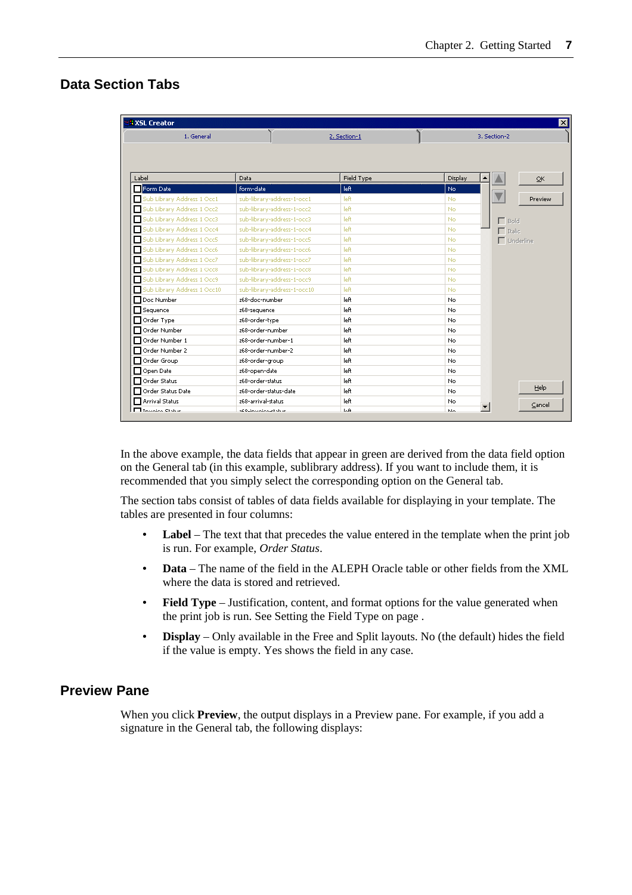## Data Section Tabs

In the above example, the data fields that appear in green are derived from the data field option on the General tab (in this example, sublibrary address). If you want to include them, it is recommended that you simply select the corresponding option on the General tab.

The section tabs consist of tables of data fields available for displaying in your template. The tables are presented in four columns:

- **Label** – The text that that precedes the value entered in the template when the print job is run. For example, *Order Status*.
- **Data** – The name of the field in the ALEPH Oracle table or other fields from the XML where the data is stored and retrieved.
- **Field Type** – Justification, content, and format options for the value generated when the print job is run. See Setting the Field Type on page .
- **Display** – Only available in the Free and Split layouts. No (the default) hides the field if the value is empty. Yes shows the field in any case.

## Preview Pane

When you click **Preview**, the output displays in a Preview pane. For example, if you add a signature in the General tab, the following displays: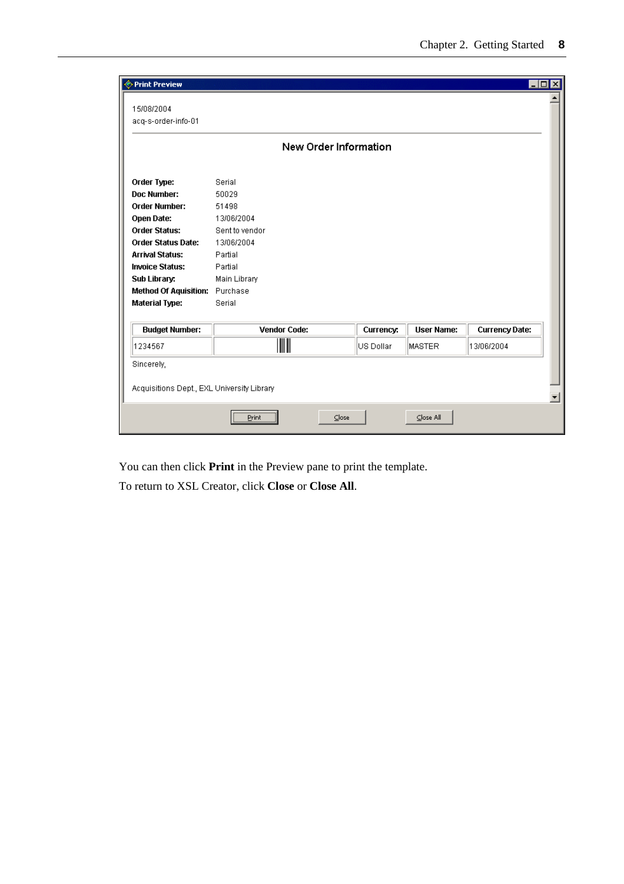Print Preview

15/08/2004
acq-s-order-info-01

New Order Information

**Order Type:** Serial
**Doc Number:** 50029
**Order Number:** 51498
**Open Date:** 13/06/2004
**Order Status:** Sent to vendor
**Order Status Date:** 13/06/2004
**Arrival Status:** Partial
**Invoice Status:** Partial
**Sub Library:** Main Library
**Method Of Aquisition:** Purchase
**Material Type:** Serial

| Budget Number: | Vendor Code: | Currency: | User Name: | Currency Date: |
|---|---|---|---|---|
| 1234567 | | US Dollar | MASTER | 13/06/2004 |

Sincerely,

Acquisitions Dept., EXL University Library

Print | Close | Close All

You can then click **Print** in the Preview pane to print the template.

To return to XSL Creator, click **Close** or **Close All**.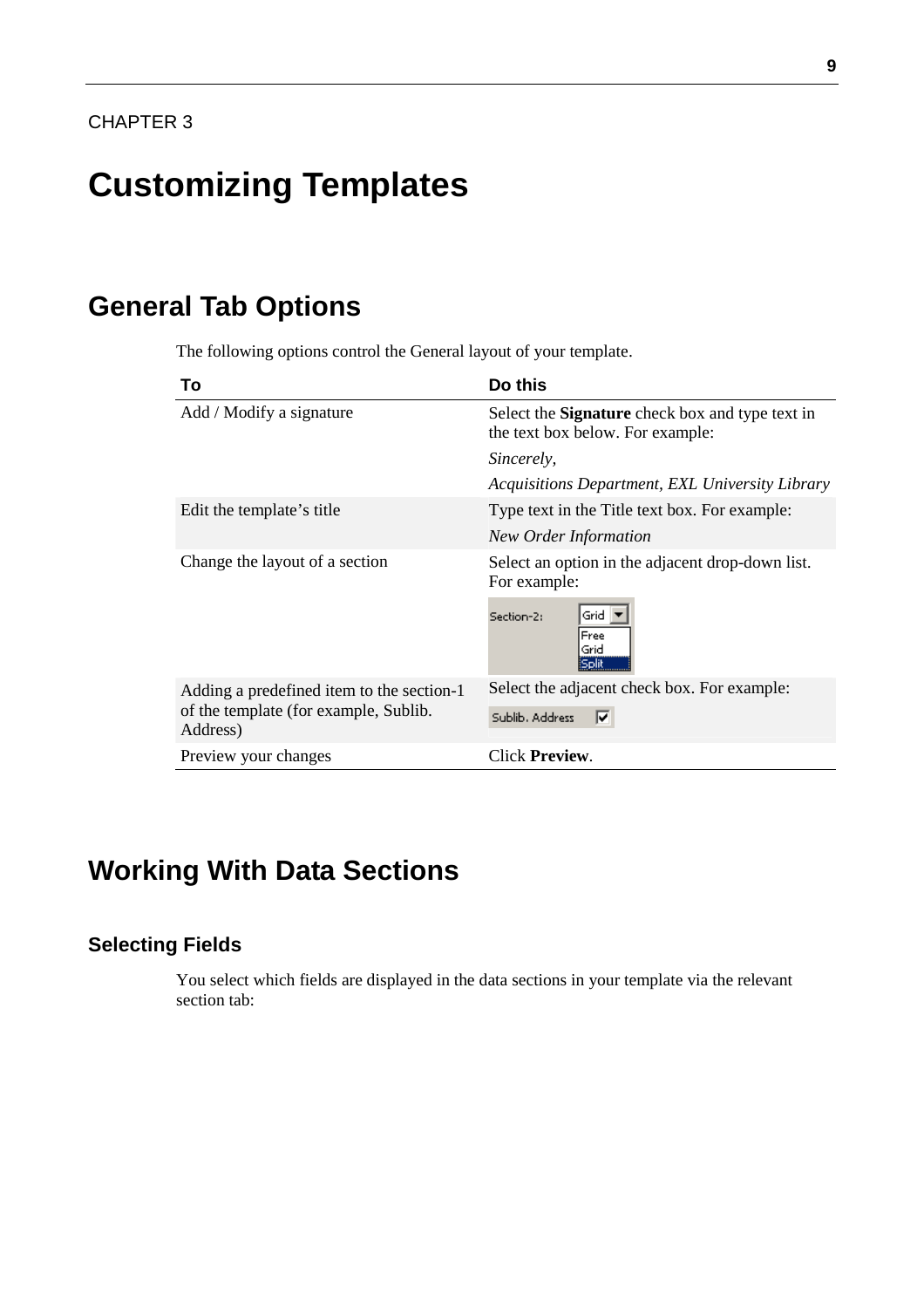CHAPTER 3

# Customizing Templates

## General Tab Options

The following options control the General layout of your template.

| To | Do this |
|---|---|
| Add / Modify a signature | Select the **Signature** check box and type text in the text box below. For example:<br>*Sincerely,*<br>*Acquisitions Department, EXL University Library* |
| Edit the template's title | Type text in the Title text box. For example:<br>*New Order Information* |
| Change the layout of a section | Select an option in the adjacent drop-down list. For example:<br>Section-2: Grid (Free / Grid / Split) |
| Adding a predefined item to the section-1 of the template (for example, Sublib. Address) | Select the adjacent check box. For example:<br>Sublib. Address ☑ |
| Preview your changes | Click **Preview**. |

## Working With Data Sections

### Selecting Fields

You select which fields are displayed in the data sections in your template via the relevant section tab: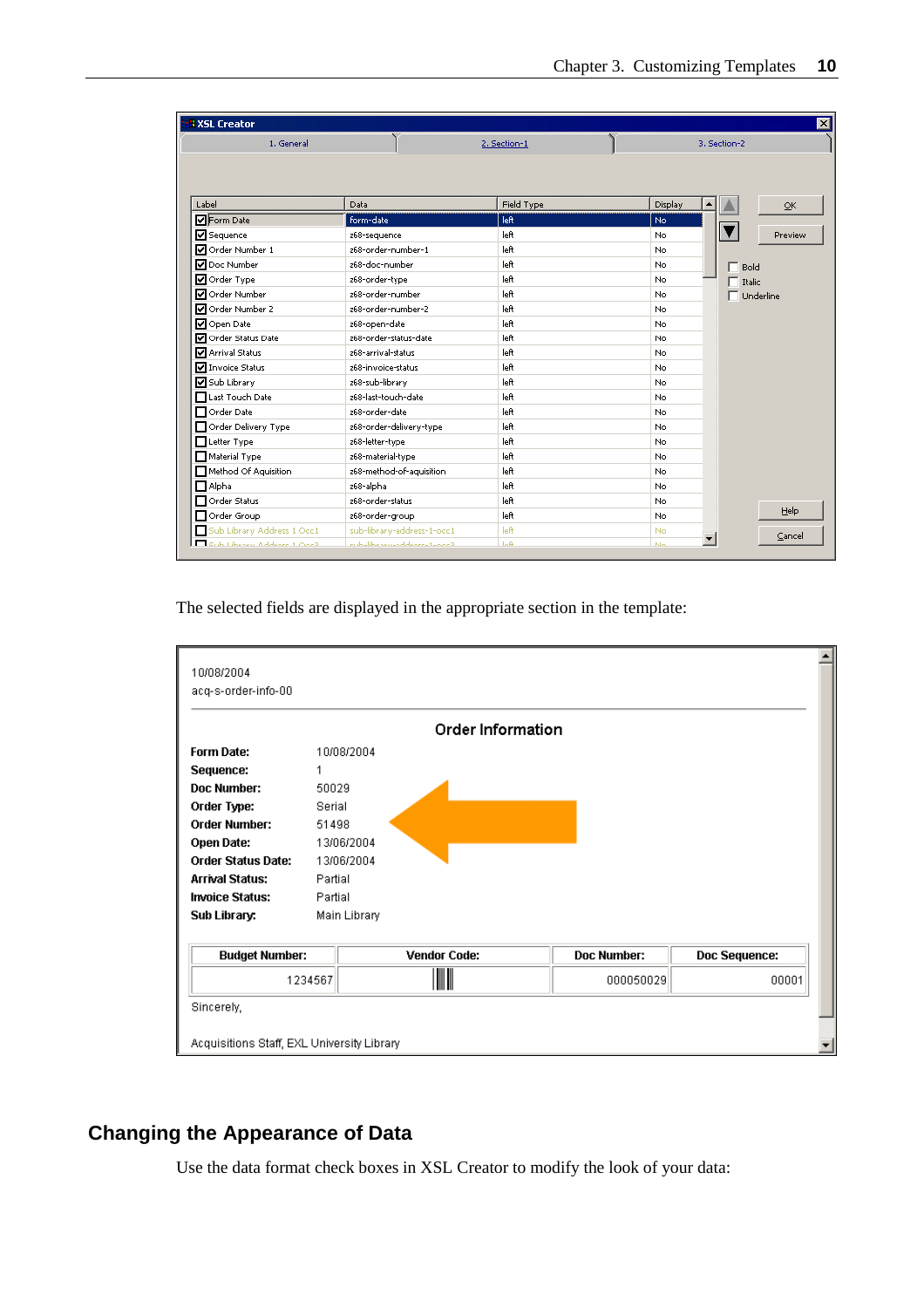The selected fields are displayed in the appropriate section in the template:

## Changing the Appearance of Data

Use the data format check boxes in XSL Creator to modify the look of your data: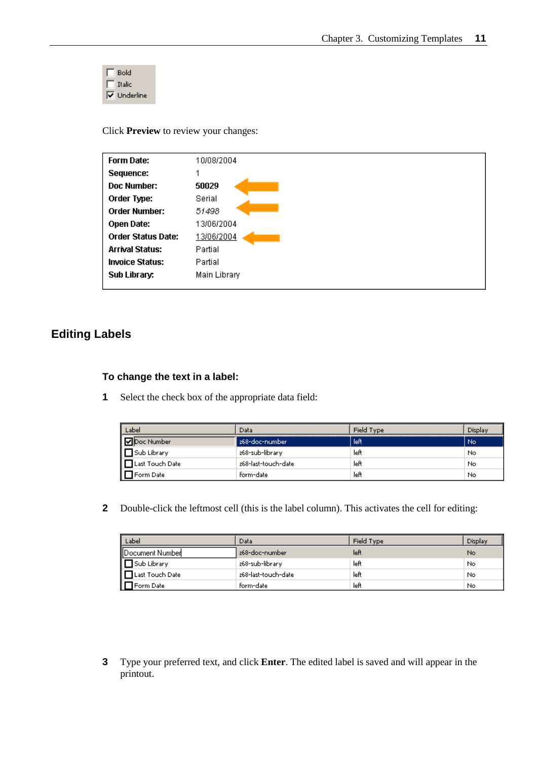- [ ] Bold
- [ ] Italic
- [x] Underline

Click **Preview** to review your changes:

| | |
|---|---|
| **Form Date:** | 10/08/2004 |
| **Sequence:** | 1 |
| **Doc Number:** | **50029** |
| **Order Type:** | Serial |
| **Order Number:** | *51498* |
| **Open Date:** | 13/06/2004 |
| **Order Status Date:** | 13/06/2004 |
| **Arrival Status:** | Partial |
| **Invoice Status:** | Partial |
| **Sub Library:** | Main Library |

## Editing Labels

### To change the text in a label:

**1** Select the check box of the appropriate data field:

| Label | Data | Field Type | Display |
|---|---|---|---|
| ☑ Doc Number | z68-doc-number | left | No |
| ☐ Sub Library | z68-sub-library | left | No |
| ☐ Last Touch Date | z68-last-touch-date | left | No |
| ☐ Form Date | form-date | left | No |

**2** Double-click the leftmost cell (this is the label column). This activates the cell for editing:

| Label | Data | Field Type | Display |
|---|---|---|---|
| Document Number | z68-doc-number | left | No |
| ☐ Sub Library | z68-sub-library | left | No |
| ☐ Last Touch Date | z68-last-touch-date | left | No |
| ☐ Form Date | form-date | left | No |

**3** Type your preferred text, and click **Enter**. The edited label is saved and will appear in the printout.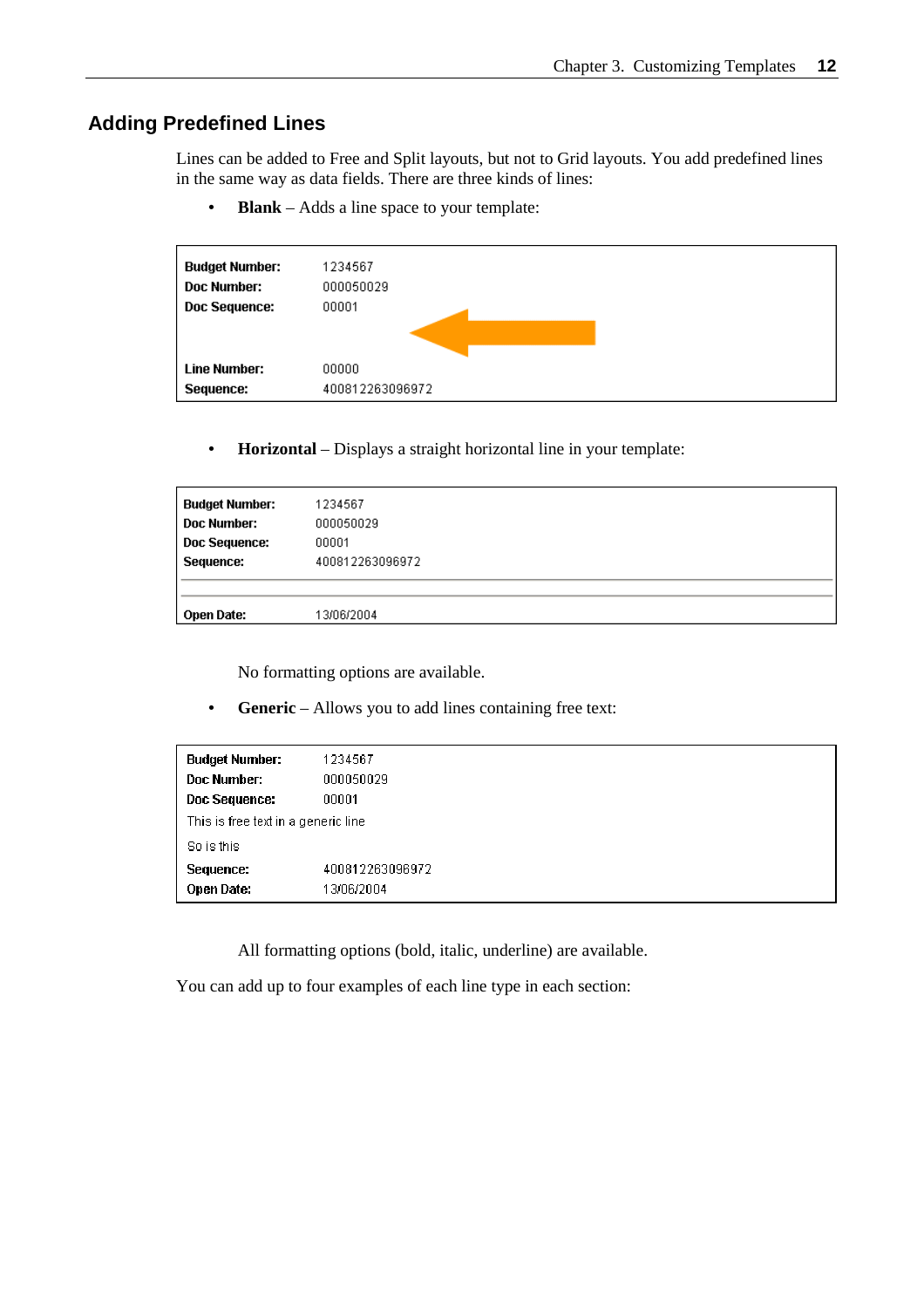## Adding Predefined Lines

Lines can be added to Free and Split layouts, but not to Grid layouts. You add predefined lines in the same way as data fields. There are three kinds of lines:

- **Blank** – Adds a line space to your template:

| | |
|---|---|
| **Budget Number:** | 1234567 |
| **Doc Number:** | 000050029 |
| **Doc Sequence:** | 00001 |
| | |
| **Line Number:** | 00000 |
| **Sequence:** | 400812263096972 |

- **Horizontal** – Displays a straight horizontal line in your template:

| | |
|---|---|
| **Budget Number:** | 1234567 |
| **Doc Number:** | 000050029 |
| **Doc Sequence:** | 00001 |
| **Sequence:** | 400812263096972 |
| | |
| **Open Date:** | 13/06/2004 |

  No formatting options are available.

- **Generic** – Allows you to add lines containing free text:

| | |
|---|---|
| **Budget Number:** | 1234567 |
| **Doc Number:** | 000050029 |
| **Doc Sequence:** | 00001 |
| This is free text in a generic line | |
| So is this | |
| **Sequence:** | 400812263096972 |
| **Open Date:** | 13/06/2004 |

  All formatting options (bold, italic, underline) are available.

You can add up to four examples of each line type in each section: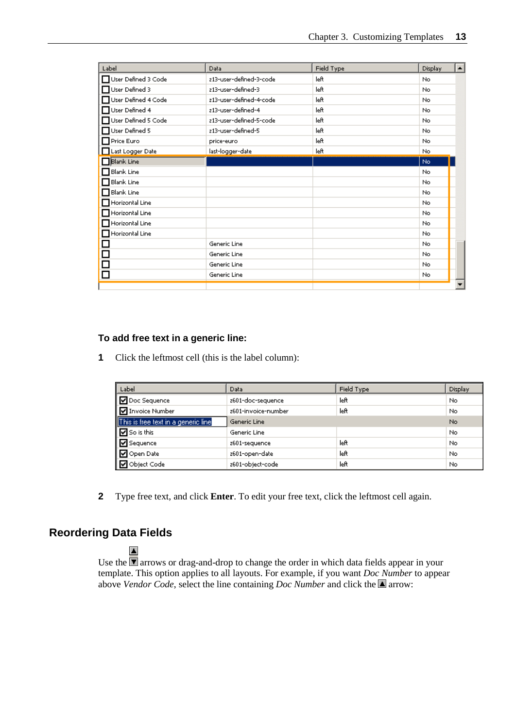| Label | Data | Field Type | Display |
|---|---|---|---|
| User Defined 3 Code | z13-user-defined-3-code | left | No |
| User Defined 3 | z13-user-defined-3 | left | No |
| User Defined 4 Code | z13-user-defined-4-code | left | No |
| User Defined 4 | z13-user-defined-4 | left | No |
| User Defined 5 Code | z13-user-defined-5-code | left | No |
| User Defined 5 | z13-user-defined-5 | left | No |
| Price Euro | price-euro | left | No |
| Last Logger Date | last-logger-date | left | No |
| Blank Line | | | No |
| Blank Line | | | No |
| Blank Line | | | No |
| Blank Line | | | No |
| Horizontal Line | | | No |
| Horizontal Line | | | No |
| Horizontal Line | | | No |
| Horizontal Line | | | No |
| | Generic Line | | No |
| | Generic Line | | No |
| | Generic Line | | No |
| | Generic Line | | No |

**To add free text in a generic line:**

**1** Click the leftmost cell (this is the label column):

| Label | Data | Field Type | Display |
|---|---|---|---|
| Doc Sequence | z601-doc-sequence | left | No |
| Invoice Number | z601-invoice-number | left | No |
| This is free text in a generic line | Generic Line | | No |
| So is this | Generic Line | | No |
| Sequence | z601-sequence | left | No |
| Open Date | z601-open-date | left | No |
| Object Code | z601-object-code | left | No |

**2** Type free text, and click **Enter**. To edit your free text, click the leftmost cell again.

## Reordering Data Fields

Use the ▲ ▼ arrows or drag-and-drop to change the order in which data fields appear in your template. This option applies to all layouts. For example, if you want *Doc Number* to appear above *Vendor Code*, select the line containing *Doc Number* and click the ▲ arrow: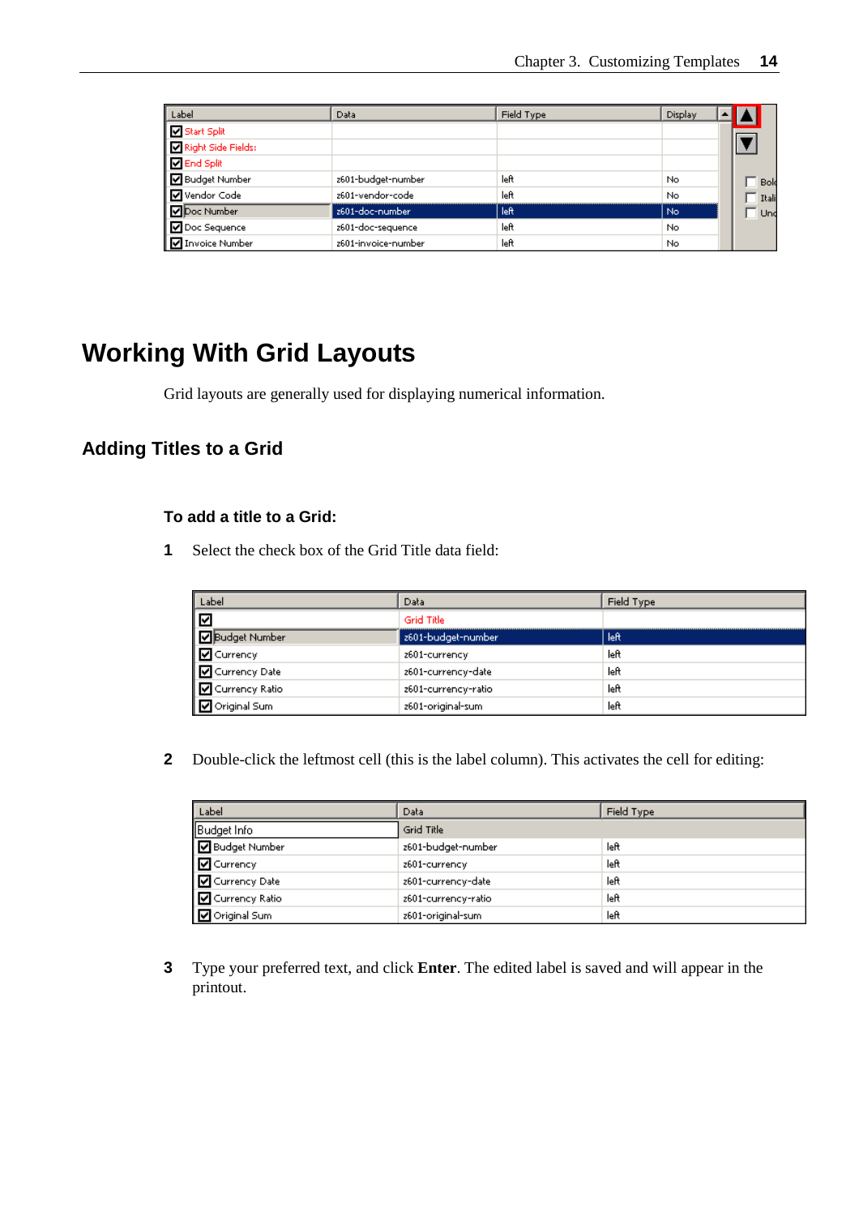| Label | Data | Field Type | Display |
|---|---|---|---|
| Start Split | | | |
| Right Side Fields: | | | |
| End Split | | | |
| Budget Number | z601-budget-number | left | No |
| Vendor Code | z601-vendor-code | left | No |
| Doc Number | z601-doc-number | left | No |
| Doc Sequence | z601-doc-sequence | left | No |
| Invoice Number | z601-invoice-number | left | No |

# Working With Grid Layouts

Grid layouts are generally used for displaying numerical information.

## Adding Titles to a Grid

### To add a title to a Grid:

1. Select the check box of the Grid Title data field:

| Label | Data | Field Type |
|---|---|---|
| | Grid Title | |
| Budget Number | z601-budget-number | left |
| Currency | z601-currency | left |
| Currency Date | z601-currency-date | left |
| Currency Ratio | z601-currency-ratio | left |
| Original Sum | z601-original-sum | left |

2. Double-click the leftmost cell (this is the label column). This activates the cell for editing:

| Label | Data | Field Type |
|---|---|---|
| Budget Info | Grid Title | |
| Budget Number | z601-budget-number | left |
| Currency | z601-currency | left |
| Currency Date | z601-currency-date | left |
| Currency Ratio | z601-currency-ratio | left |
| Original Sum | z601-original-sum | left |

3. Type your preferred text, and click **Enter**. The edited label is saved and will appear in the printout.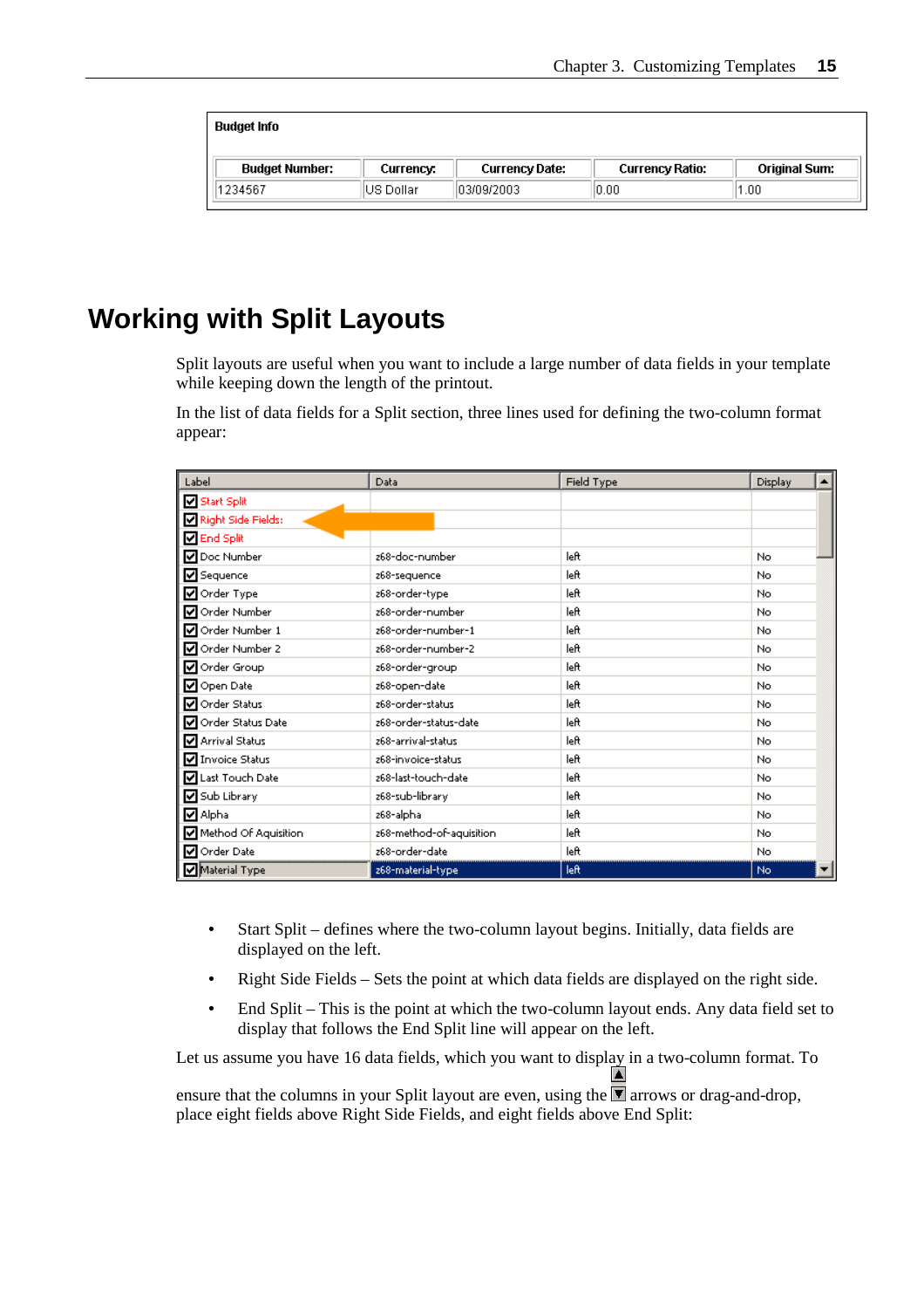| Budget Info | | | | |
|---|---|---|---|---|
| **Budget Number:** | **Currency:** | **Currency Date:** | **Currency Ratio:** | **Original Sum:** |
| 1234567 | US Dollar | 03/09/2003 | 0.00 | 1.00 |

# Working with Split Layouts

Split layouts are useful when you want to include a large number of data fields in your template while keeping down the length of the printout.

In the list of data fields for a Split section, three lines used for defining the two-column format appear:

| Label | Data | Field Type | Display |
|---|---|---|---|
| Start Split | | | |
| Right Side Fields: | | | |
| End Split | | | |
| Doc Number | z68-doc-number | left | No |
| Sequence | z68-sequence | left | No |
| Order Type | z68-order-type | left | No |
| Order Number | z68-order-number | left | No |
| Order Number 1 | z68-order-number-1 | left | No |
| Order Number 2 | z68-order-number-2 | left | No |
| Order Group | z68-order-group | left | No |
| Open Date | z68-open-date | left | No |
| Order Status | z68-order-status | left | No |
| Order Status Date | z68-order-status-date | left | No |
| Arrival Status | z68-arrival-status | left | No |
| Invoice Status | z68-invoice-status | left | No |
| Last Touch Date | z68-last-touch-date | left | No |
| Sub Library | z68-sub-library | left | No |
| Alpha | z68-alpha | left | No |
| Method Of Aquisition | z68-method-of-aquisition | left | No |
| Order Date | z68-order-date | left | No |
| Material Type | z68-material-type | left | No |

- Start Split – defines where the two-column layout begins. Initially, data fields are displayed on the left.
- Right Side Fields – Sets the point at which data fields are displayed on the right side.
- End Split – This is the point at which the two-column layout ends. Any data field set to display that follows the End Split line will appear on the left.

Let us assume you have 16 data fields, which you want to display in a two-column format. To ensure that the columns in your Split layout are even, using the ▲▼ arrows or drag-and-drop, place eight fields above Right Side Fields, and eight fields above End Split: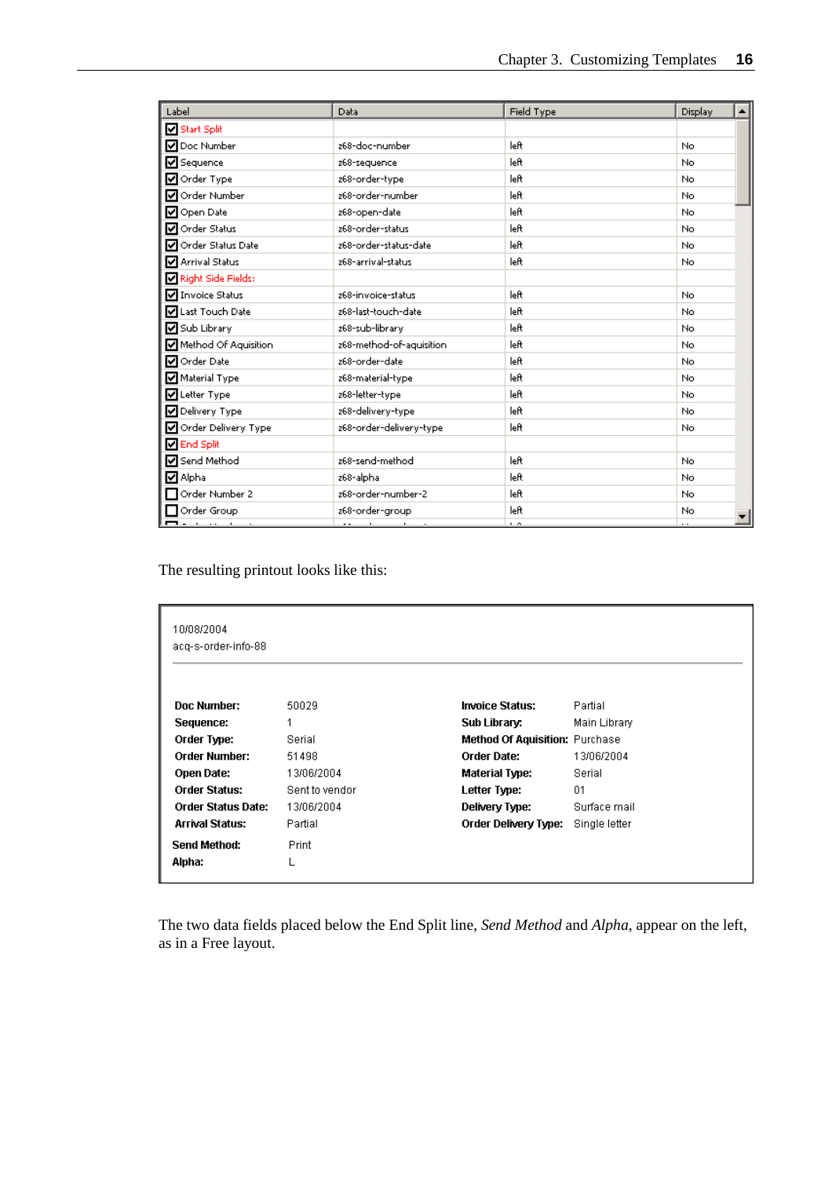| Label | Data | Field Type | Display |
|---|---|---|---|
| ☑ Start Split | | | |
| ☑ Doc Number | z68-doc-number | left | No |
| ☑ Sequence | z68-sequence | left | No |
| ☑ Order Type | z68-order-type | left | No |
| ☑ Order Number | z68-order-number | left | No |
| ☑ Open Date | z68-open-date | left | No |
| ☑ Order Status | z68-order-status | left | No |
| ☑ Order Status Date | z68-order-status-date | left | No |
| ☑ Arrival Status | z68-arrival-status | left | No |
| ☑ Right Side Fields: | | | |
| ☑ Invoice Status | z68-invoice-status | left | No |
| ☑ Last Touch Date | z68-last-touch-date | left | No |
| ☑ Sub Library | z68-sub-library | left | No |
| ☑ Method Of Aquisition | z68-method-of-aquisition | left | No |
| ☑ Order Date | z68-order-date | left | No |
| ☑ Material Type | z68-material-type | left | No |
| ☑ Letter Type | z68-letter-type | left | No |
| ☑ Delivery Type | z68-delivery-type | left | No |
| ☑ Order Delivery Type | z68-order-delivery-type | left | No |
| ☑ End Split | | | |
| ☑ Send Method | z68-send-method | left | No |
| ☑ Alpha | z68-alpha | left | No |
| ☐ Order Number 2 | z68-order-number-2 | left | No |
| ☐ Order Group | z68-order-group | left | No |

The resulting printout looks like this:

10/08/2004
acq-s-order-info-88

| | | | |
|---|---|---|---|
| **Doc Number:** | 50029 | **Invoice Status:** | Partial |
| **Sequence:** | 1 | **Sub Library:** | Main Library |
| **Order Type:** | Serial | **Method Of Aquisition:** | Purchase |
| **Order Number:** | 51498 | **Order Date:** | 13/06/2004 |
| **Open Date:** | 13/06/2004 | **Material Type:** | Serial |
| **Order Status:** | Sent to vendor | **Letter Type:** | 01 |
| **Order Status Date:** | 13/06/2004 | **Delivery Type:** | Surface mail |
| **Arrival Status:** | Partial | **Order Delivery Type:** | Single letter |

**Send Method:** Print
**Alpha:** L

The two data fields placed below the End Split line, *Send Method* and *Alpha*, appear on the left, as in a Free layout.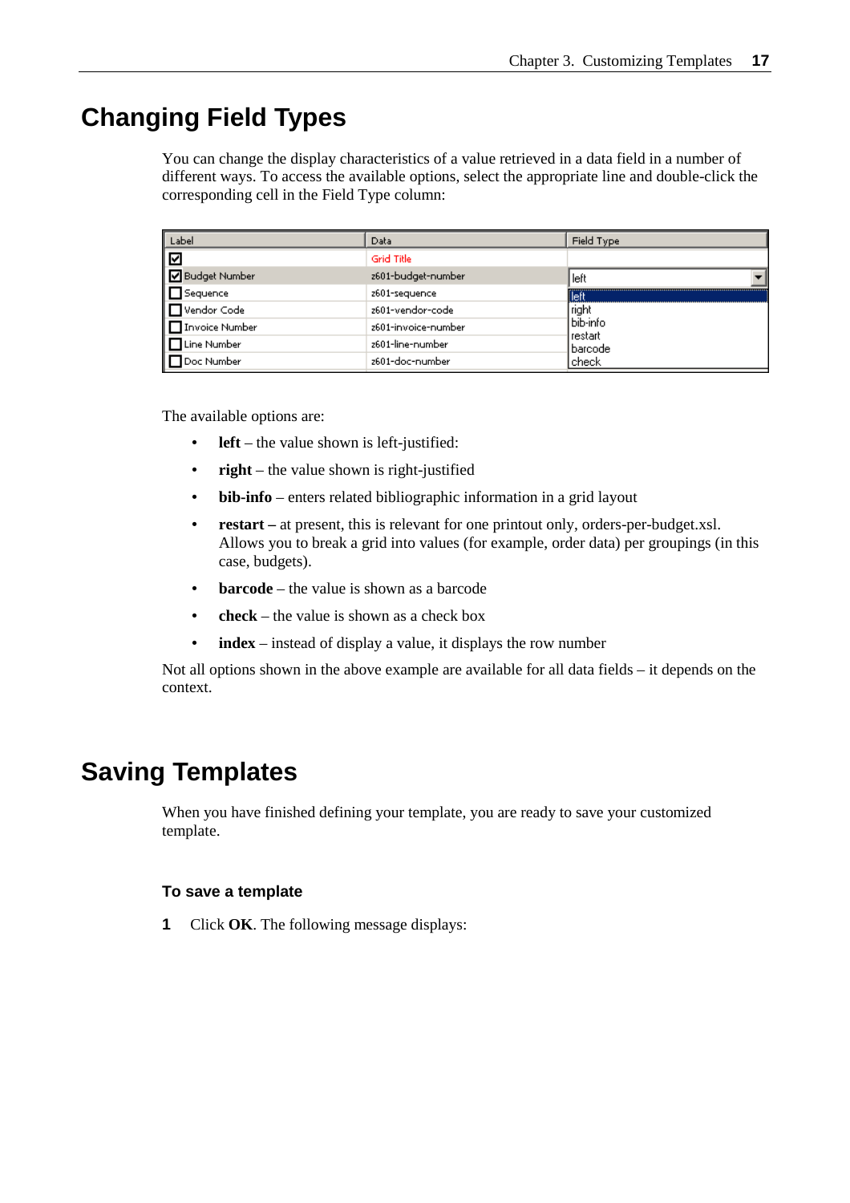# Changing Field Types

You can change the display characteristics of a value retrieved in a data field in a number of different ways. To access the available options, select the appropriate line and double-click the corresponding cell in the Field Type column:

| Label | Data | Field Type |
|---|---|---|
| ☑ | Grid Title | |
| ☑ Budget Number | z601-budget-number | left<br>left<br>right<br>bib-info<br>restart<br>barcode<br>check |
| ☐ Sequence | z601-sequence | |
| ☐ Vendor Code | z601-vendor-code | |
| ☐ Invoice Number | z601-invoice-number | |
| ☐ Line Number | z601-line-number | |
| ☐ Doc Number | z601-doc-number | |

The available options are:

- **left** – the value shown is left-justified:
- **right** – the value shown is right-justified
- **bib-info** – enters related bibliographic information in a grid layout
- **restart –** at present, this is relevant for one printout only, orders-per-budget.xsl. Allows you to break a grid into values (for example, order data) per groupings (in this case, budgets).
- **barcode** – the value is shown as a barcode
- **check** – the value is shown as a check box
- **index** – instead of display a value, it displays the row number

Not all options shown in the above example are available for all data fields – it depends on the context.

# Saving Templates

When you have finished defining your template, you are ready to save your customized template.

### To save a template

**1** Click **OK**. The following message displays: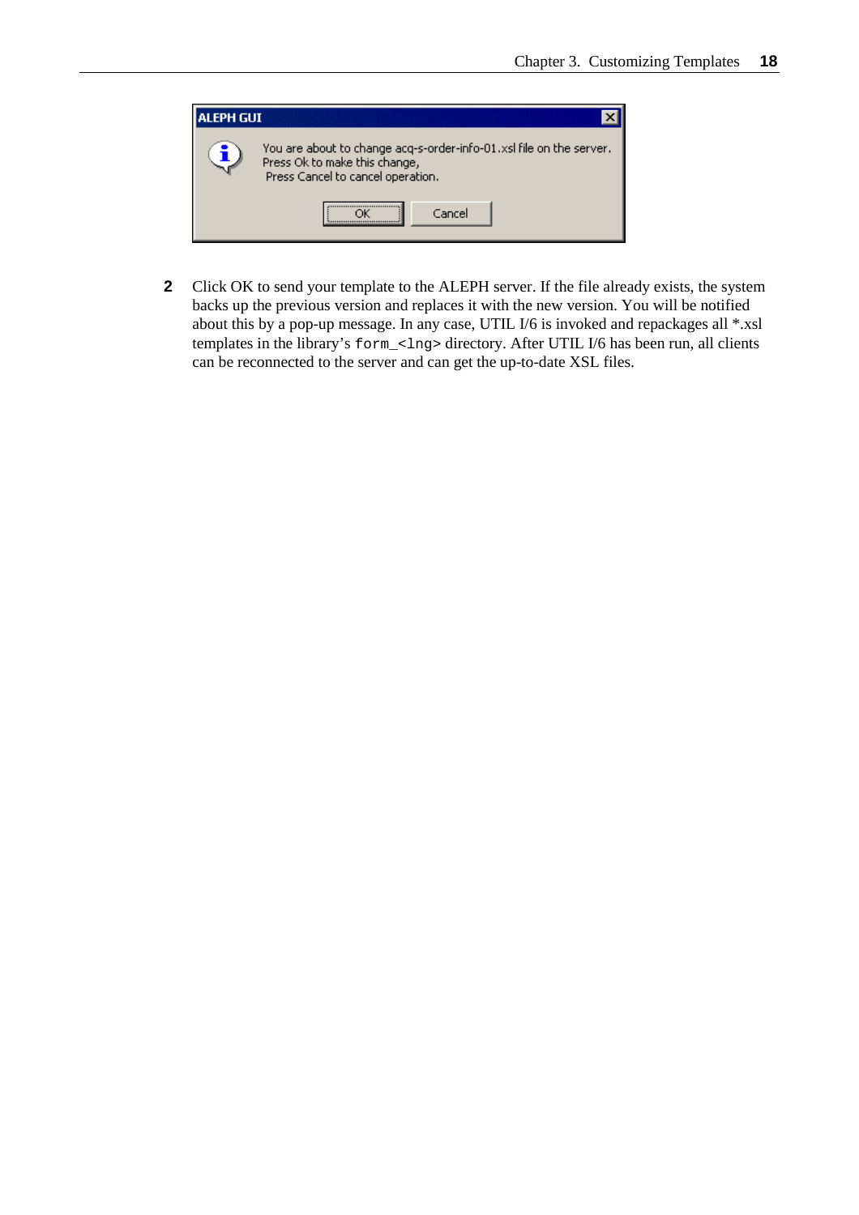ALEPH GUI

You are about to change acq-s-order-info-01.xsl file on the server.
Press Ok to make this change,
Press Cancel to cancel operation.

OK | Cancel

**2** Click OK to send your template to the ALEPH server. If the file already exists, the system backs up the previous version and replaces it with the new version. You will be notified about this by a pop-up message. In any case, UTIL I/6 is invoked and repackages all *.xsl templates in the library's `form_<lng>` directory. After UTIL I/6 has been run, all clients can be reconnected to the server and can get the up-to-date XSL files.